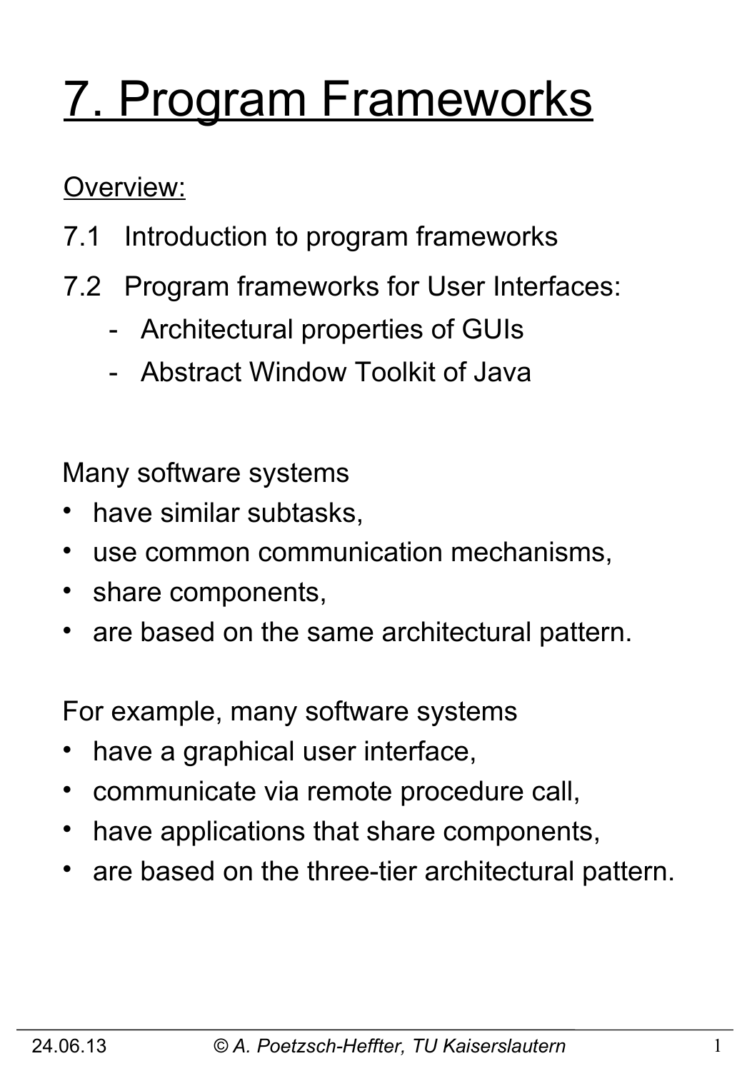# 7. Program Frameworks

Overview:

7.1 Introduction to program frameworks

7.2 Program frameworks for User Interfaces:
   - Architectural properties of GUIs
   - Abstract Window Toolkit of Java

Many software systems

- have similar subtasks,
- use common communication mechanisms,
- share components,
- are based on the same architectural pattern.

For example, many software systems

- have a graphical user interface,
- communicate via remote procedure call,
- have applications that share components,
- are based on the three-tier architectural pattern.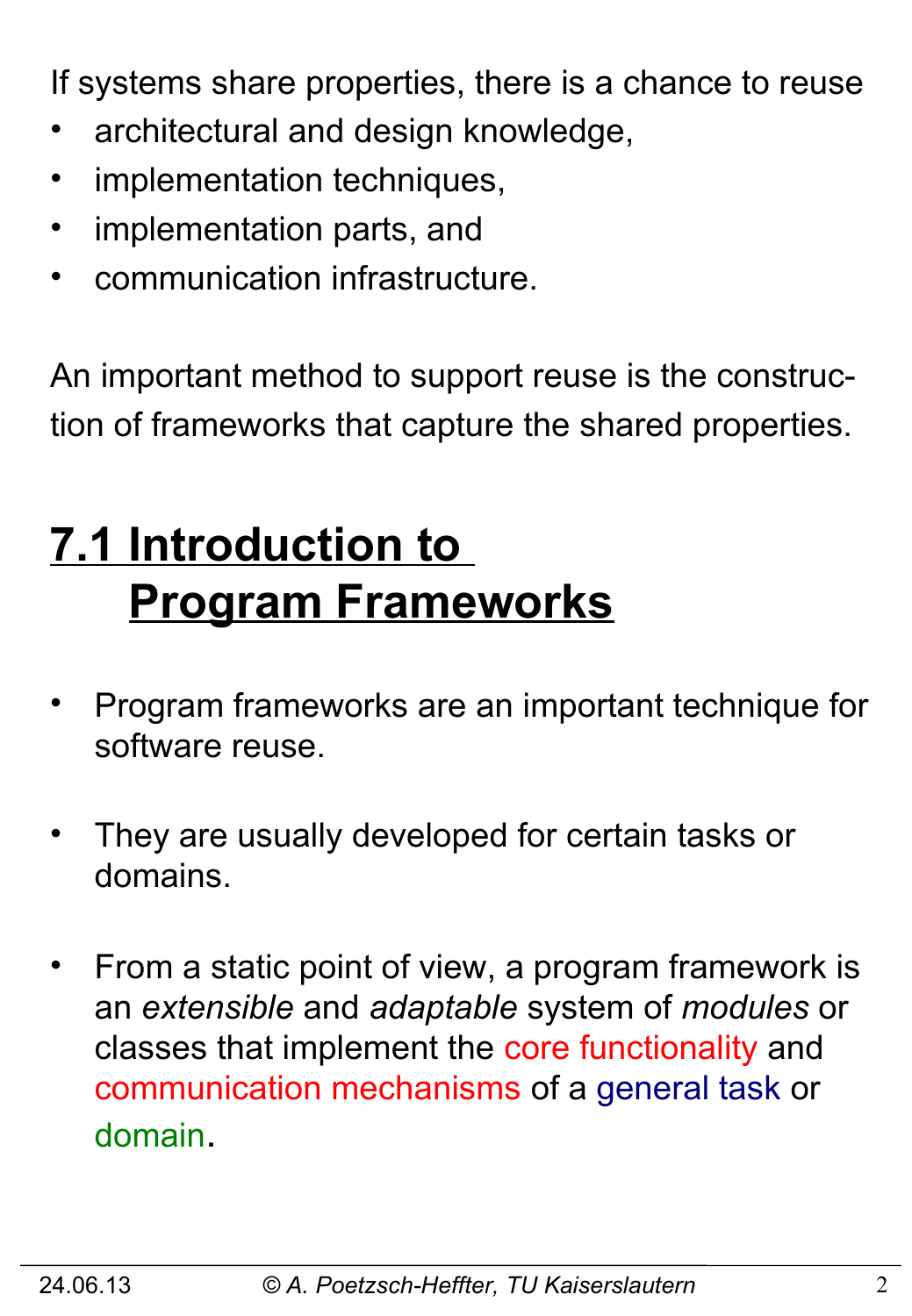If systems share properties, there is a chance to reuse

- architectural and design knowledge,
- implementation techniques,
- implementation parts, and
- communication infrastructure.

An important method to support reuse is the construction of frameworks that capture the shared properties.

## 7.1 Introduction to Program Frameworks

- Program frameworks are an important technique for software reuse.
- They are usually developed for certain tasks or domains.
- From a static point of view, a program framework is an *extensible* and *adaptable* system of *modules* or classes that implement the core functionality and communication mechanisms of a general task or domain.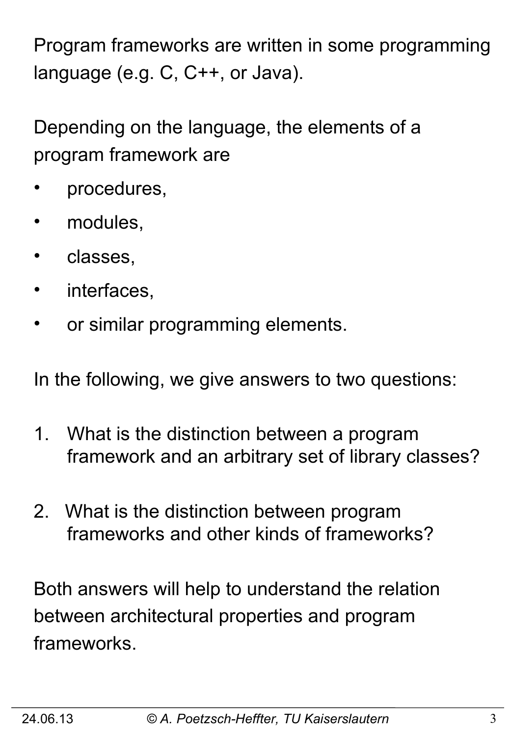Program frameworks are written in some programming language (e.g. C, C++, or Java).

Depending on the language, the elements of a program framework are

- procedures,
- modules,
- classes,
- interfaces,
- or similar programming elements.

In the following, we give answers to two questions:

1. What is the distinction between a program framework and an arbitrary set of library classes?

2. What is the distinction between program frameworks and other kinds of frameworks?

Both answers will help to understand the relation between architectural properties and program frameworks.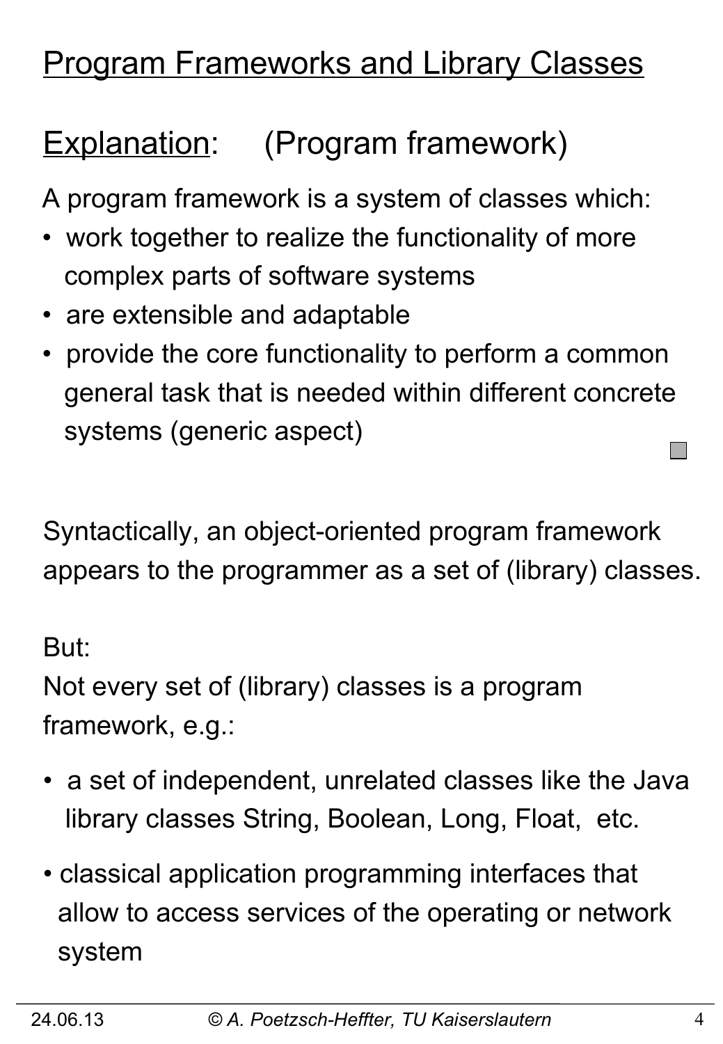# Program Frameworks and Library Classes

## Explanation: (Program framework)

A program framework is a system of classes which:

- work together to realize the functionality of more complex parts of software systems
- are extensible and adaptable
- provide the core functionality to perform a common general task that is needed within different concrete systems (generic aspect)

Syntactically, an object-oriented program framework appears to the programmer as a set of (library) classes.

But:
Not every set of (library) classes is a program framework, e.g.:

- a set of independent, unrelated classes like the Java library classes String, Boolean, Long, Float, etc.
- classical application programming interfaces that allow to access services of the operating or network system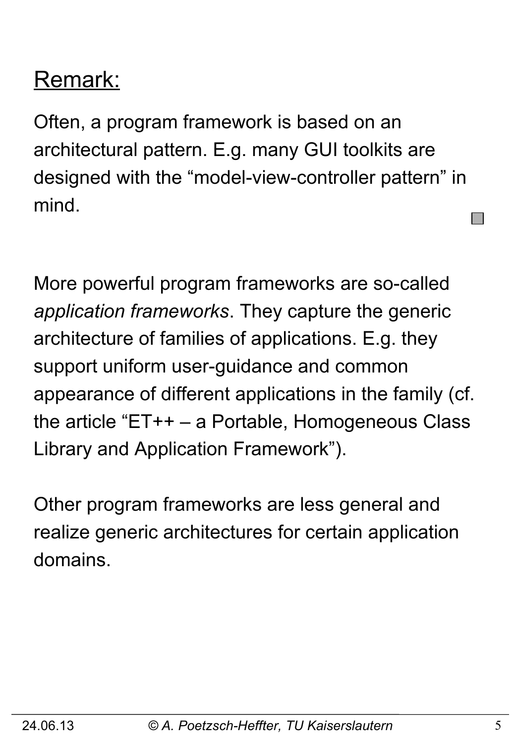Remark:

Often, a program framework is based on an architectural pattern. E.g. many GUI toolkits are designed with the “model-view-controller pattern” in mind.

More powerful program frameworks are so-called *application frameworks*. They capture the generic architecture of families of applications. E.g. they support uniform user-guidance and common appearance of different applications in the family (cf. the article “ET++ – a Portable, Homogeneous Class Library and Application Framework”).

Other program frameworks are less general and realize generic architectures for certain application domains.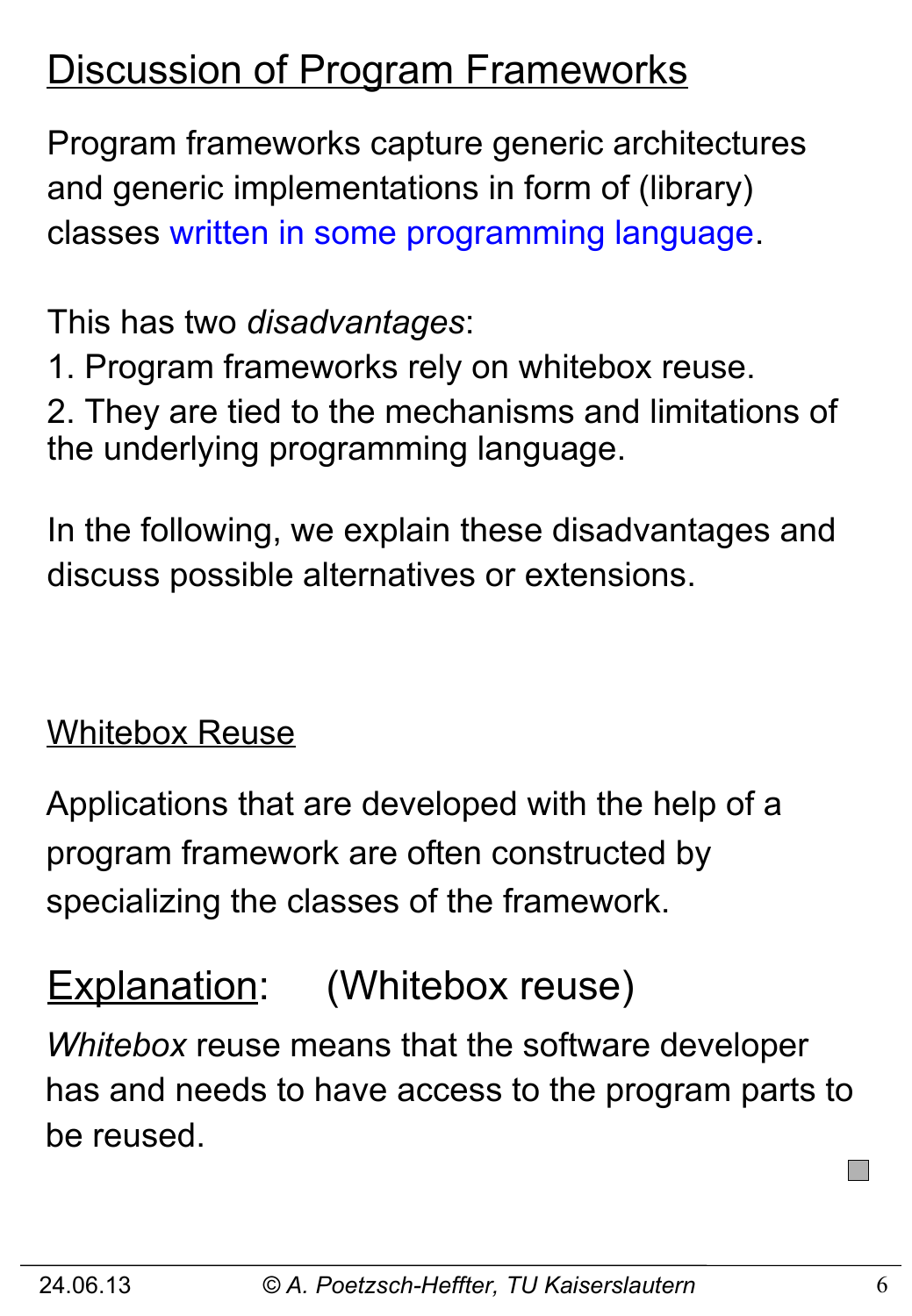# Discussion of Program Frameworks

Program frameworks capture generic architectures and generic implementations in form of (library) classes written in some programming language.

This has two *disadvantages*:

1. Program frameworks rely on whitebox reuse.
2. They are tied to the mechanisms and limitations of the underlying programming language.

In the following, we explain these disadvantages and discuss possible alternatives or extensions.

## Whitebox Reuse

Applications that are developed with the help of a program framework are often constructed by specializing the classes of the framework.

### Explanation: (Whitebox reuse)

*Whitebox* reuse means that the software developer has and needs to have access to the program parts to be reused.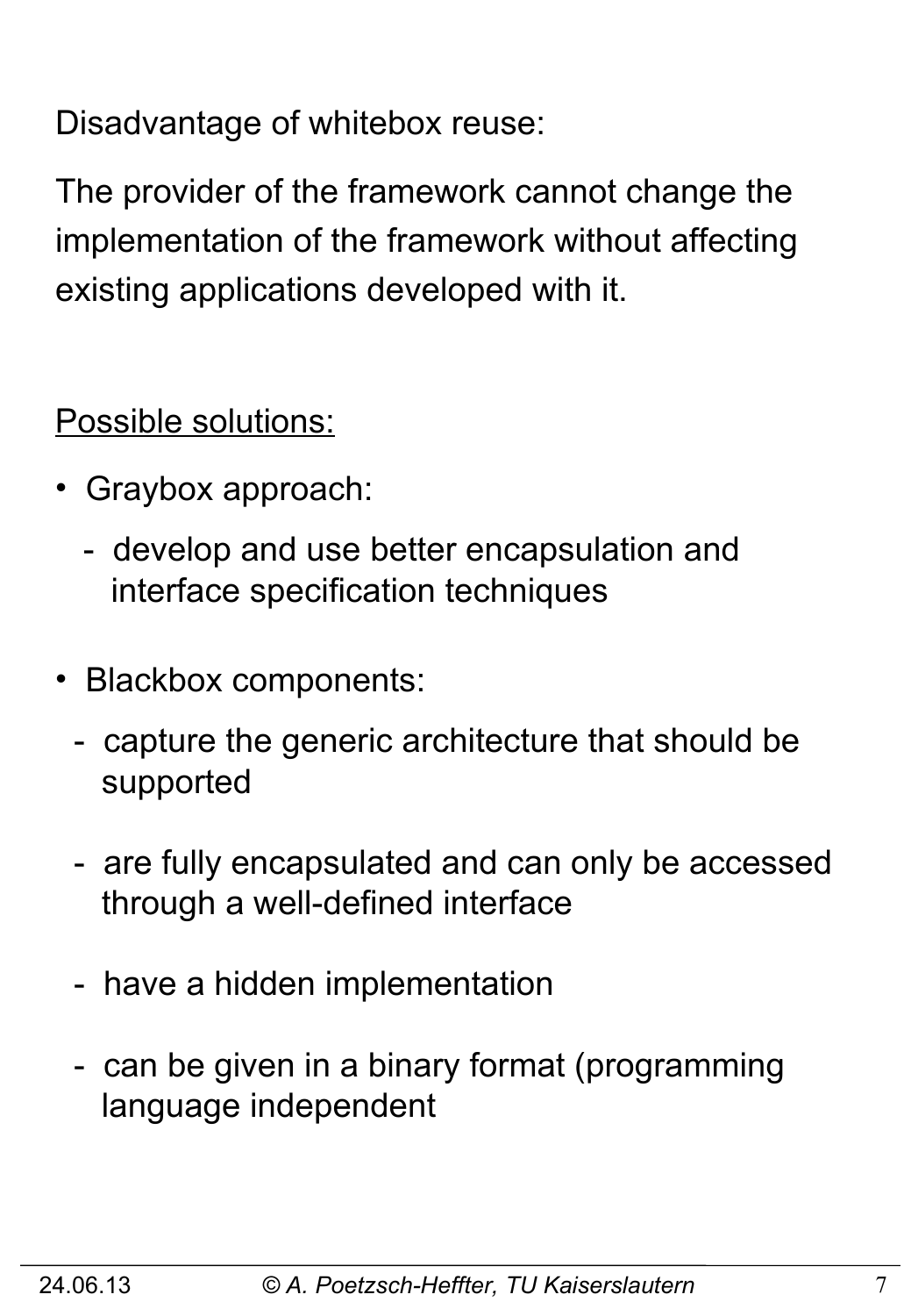Disadvantage of whitebox reuse:

The provider of the framework cannot change the implementation of the framework without affecting existing applications developed with it.

<u>Possible solutions:</u>

- Graybox approach:
  - develop and use better encapsulation and interface specification techniques

- Blackbox components:
  - capture the generic architecture that should be supported
  - are fully encapsulated and can only be accessed through a well-defined interface
  - have a hidden implementation
  - can be given in a binary format (programming language independent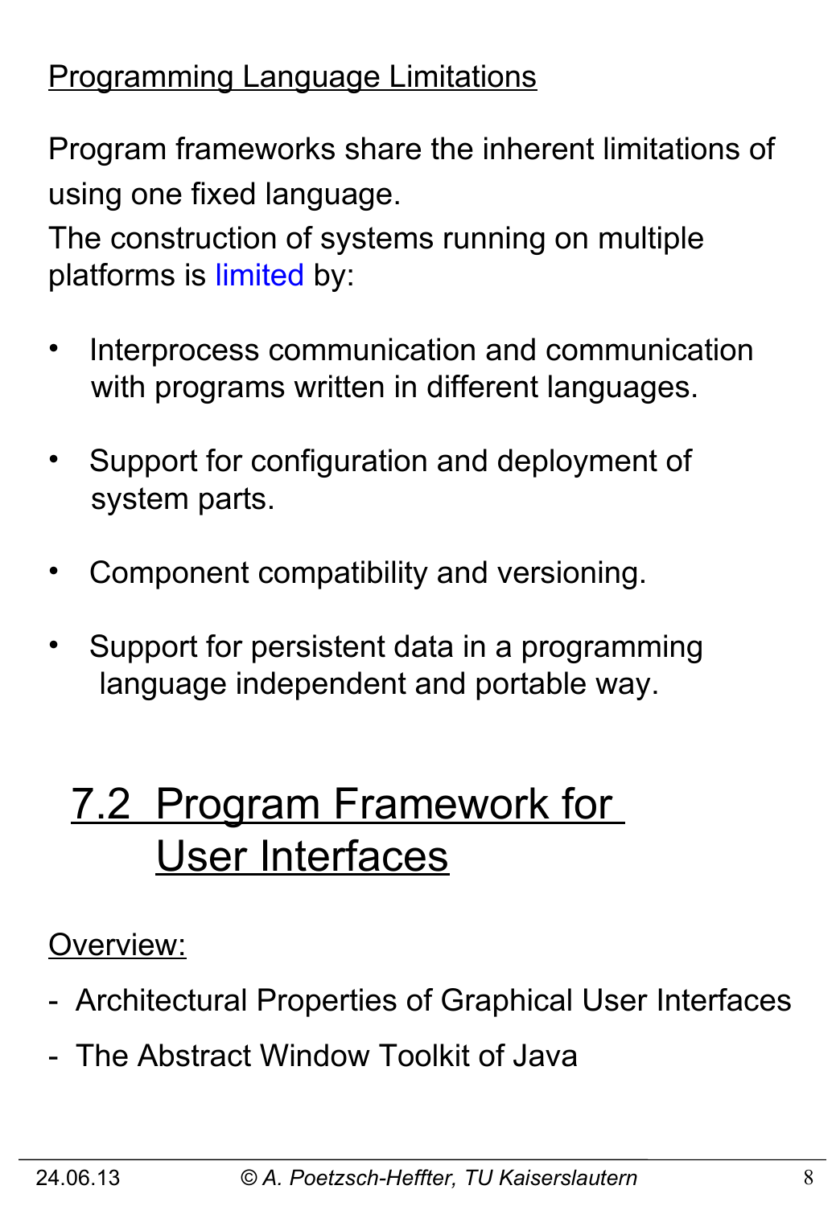Programming Language Limitations

Program frameworks share the inherent limitations of using one fixed language.
The construction of systems running on multiple platforms is limited by:

- Interprocess communication and communication with programs written in different languages.

- Support for configuration and deployment of system parts.

- Component compatibility and versioning.

- Support for persistent data in a programming language independent and portable way.

## 7.2 Program Framework for User Interfaces

Overview:

- Architectural Properties of Graphical User Interfaces
- The Abstract Window Toolkit of Java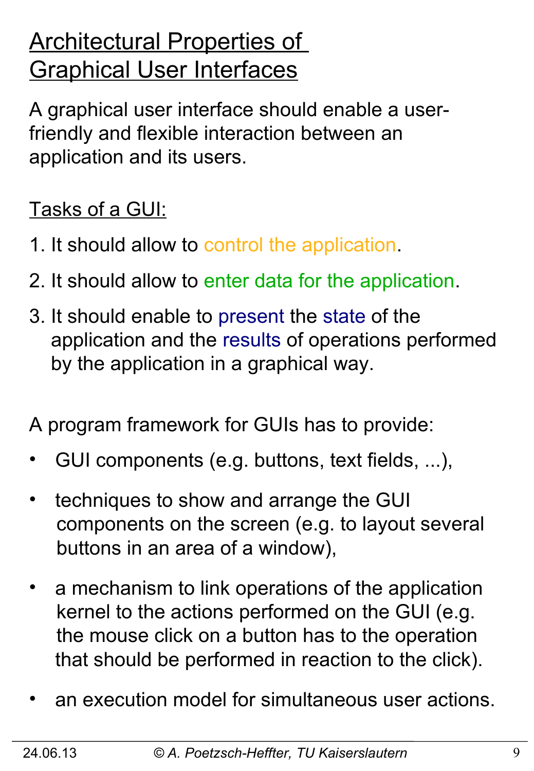# Architectural Properties of Graphical User Interfaces

A graphical user interface should enable a user-friendly and flexible interaction between an application and its users.

Tasks of a GUI:

1. It should allow to control the application.
2. It should allow to enter data for the application.
3. It should enable to present the state of the application and the results of operations performed by the application in a graphical way.

A program framework for GUIs has to provide:

- GUI components (e.g. buttons, text fields, ...),
- techniques to show and arrange the GUI components on the screen (e.g. to layout several buttons in an area of a window),
- a mechanism to link operations of the application kernel to the actions performed on the GUI (e.g. the mouse click on a button has to the operation that should be performed in reaction to the click).
- an execution model for simultaneous user actions.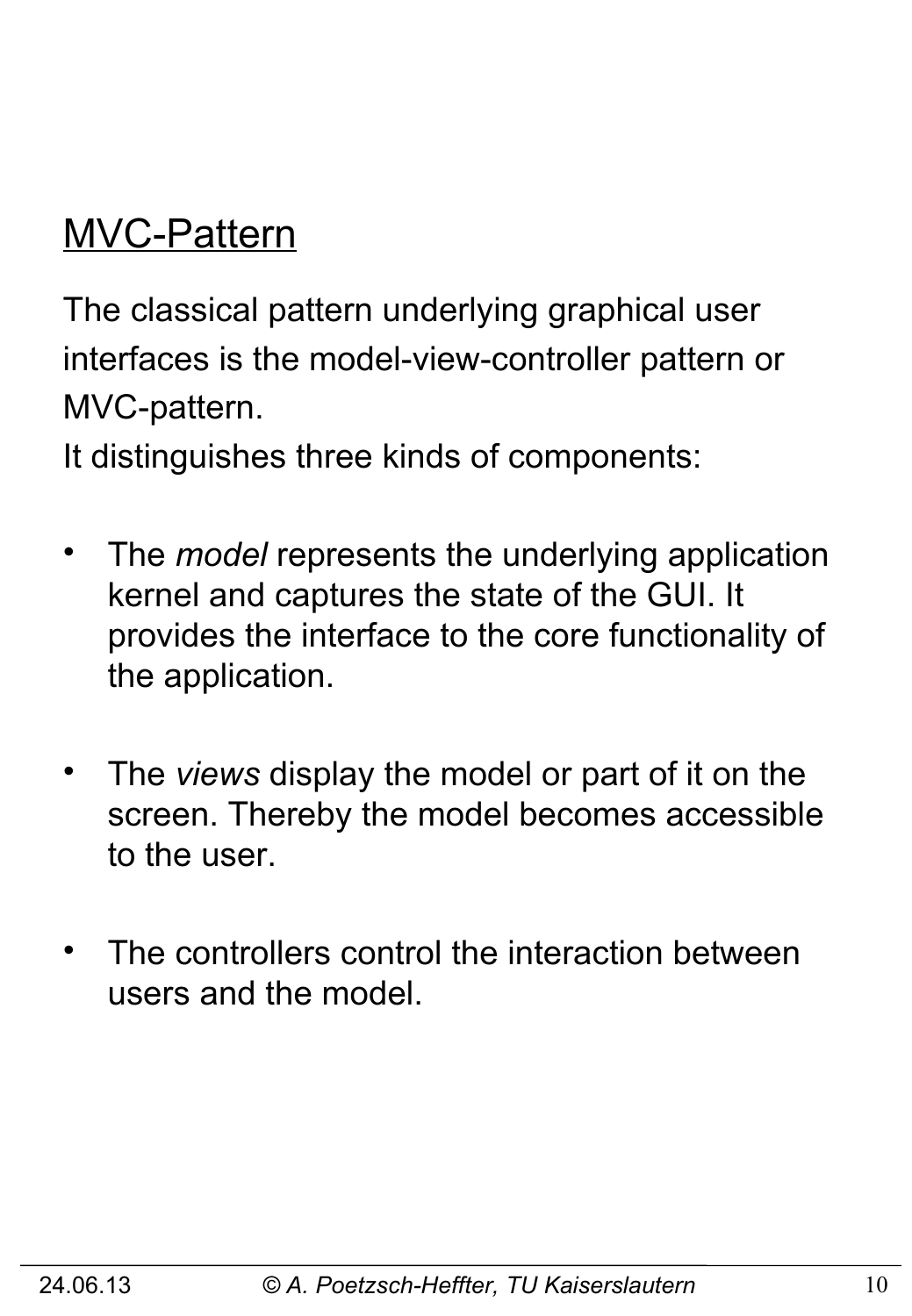## MVC-Pattern

The classical pattern underlying graphical user interfaces is the model-view-controller pattern or MVC-pattern.
It distinguishes three kinds of components:

- The *model* represents the underlying application kernel and captures the state of the GUI. It provides the interface to the core functionality of the application.

- The *views* display the model or part of it on the screen. Thereby the model becomes accessible to the user.

- The controllers control the interaction between users and the model.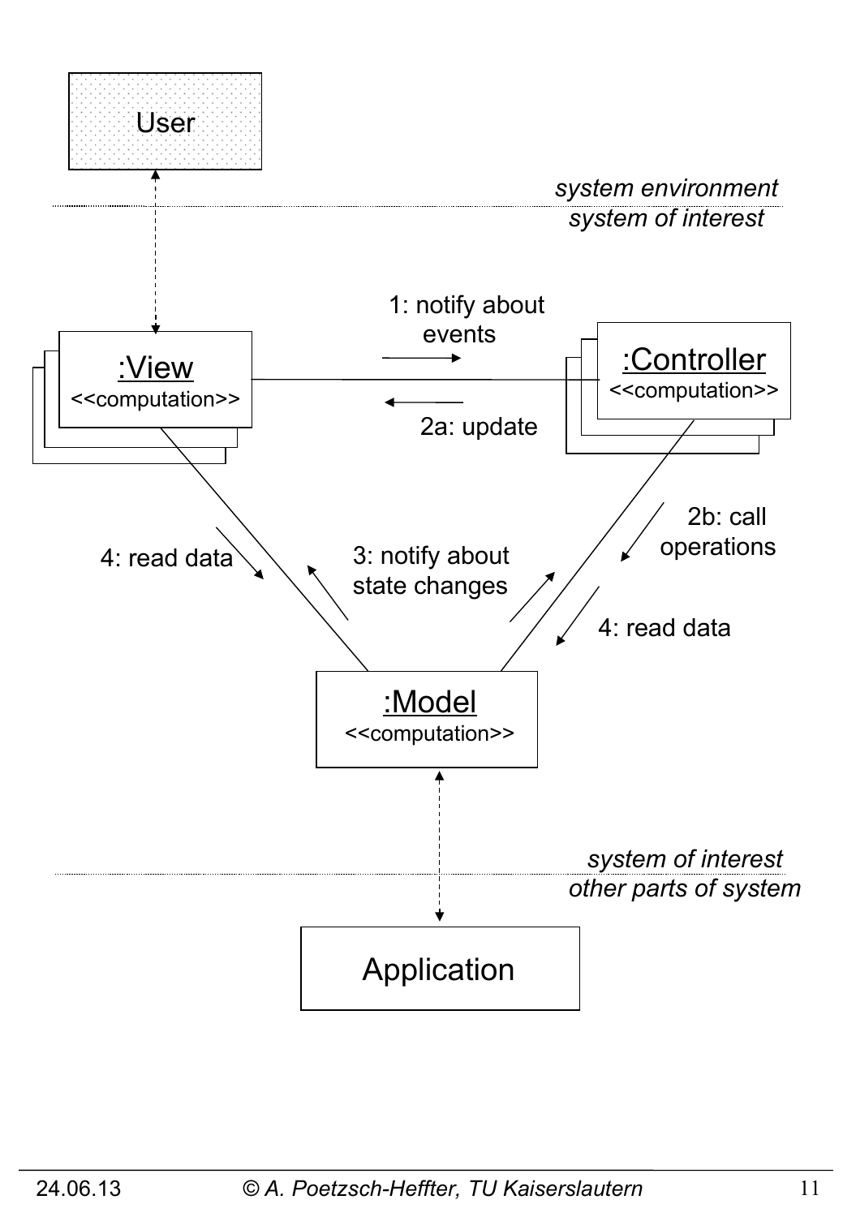User

*system environment*

*system of interest*

1: notify about events

:View
<<computation>>

:Controller
<<computation>>

2a: update

2b: call operations

4: read data

3: notify about state changes

4: read data

:Model
<<computation>>

*system of interest*

*other parts of system*

Application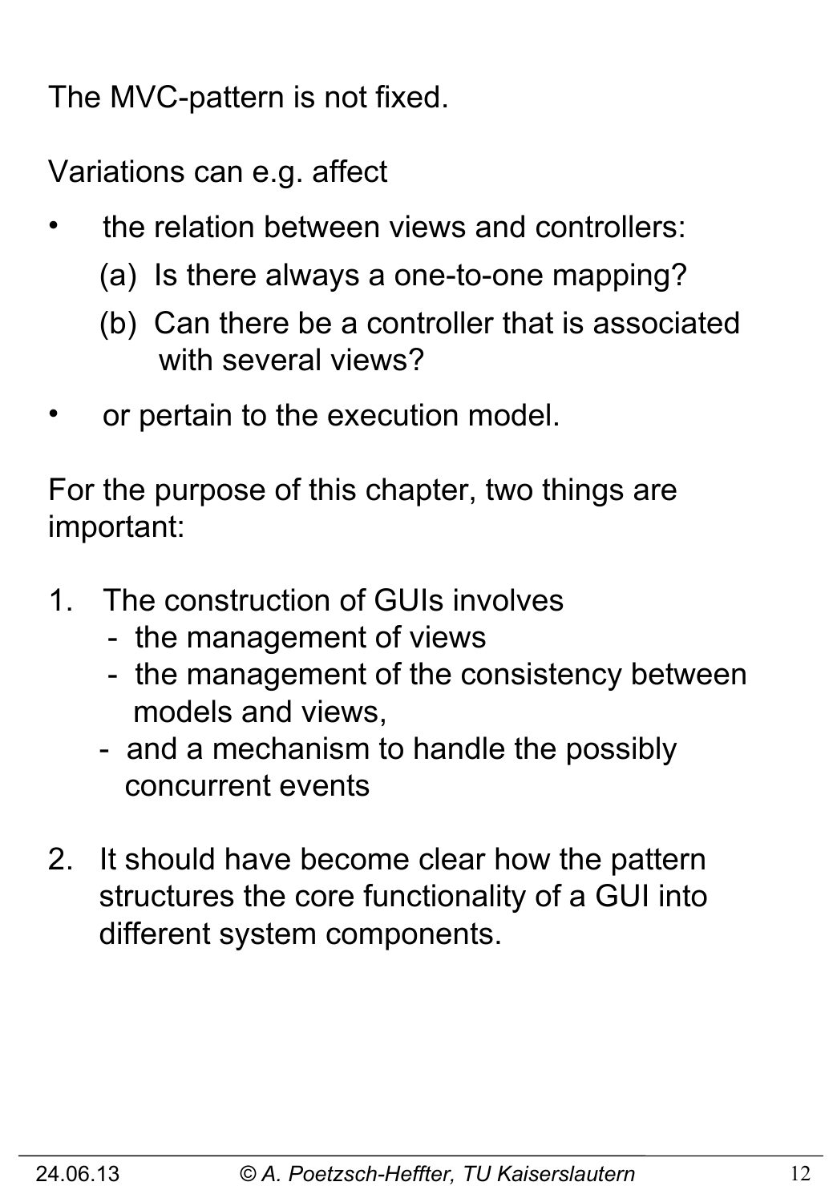The MVC-pattern is not fixed.

Variations can e.g. affect

- the relation between views and controllers:
  - (a) Is there always a one-to-one mapping?
  - (b) Can there be a controller that is associated with several views?
- or pertain to the execution model.

For the purpose of this chapter, two things are important:

1. The construction of GUIs involves
   - the management of views
   - the management of the consistency between models and views,
   - and a mechanism to handle the possibly concurrent events
2. It should have become clear how the pattern structures the core functionality of a GUI into different system components.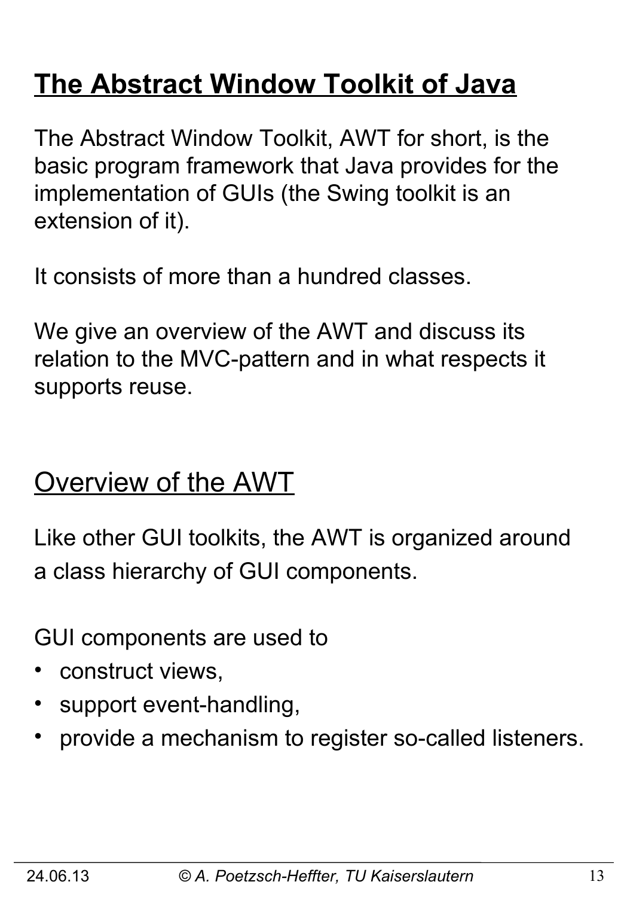# The Abstract Window Toolkit of Java

The Abstract Window Toolkit, AWT for short, is the basic program framework that Java provides for the implementation of GUIs (the Swing toolkit is an extension of it).

It consists of more than a hundred classes.

We give an overview of the AWT and discuss its relation to the MVC-pattern and in what respects it supports reuse.

## Overview of the AWT

Like other GUI toolkits, the AWT is organized around a class hierarchy of GUI components.

GUI components are used to

- construct views,
- support event-handling,
- provide a mechanism to register so-called listeners.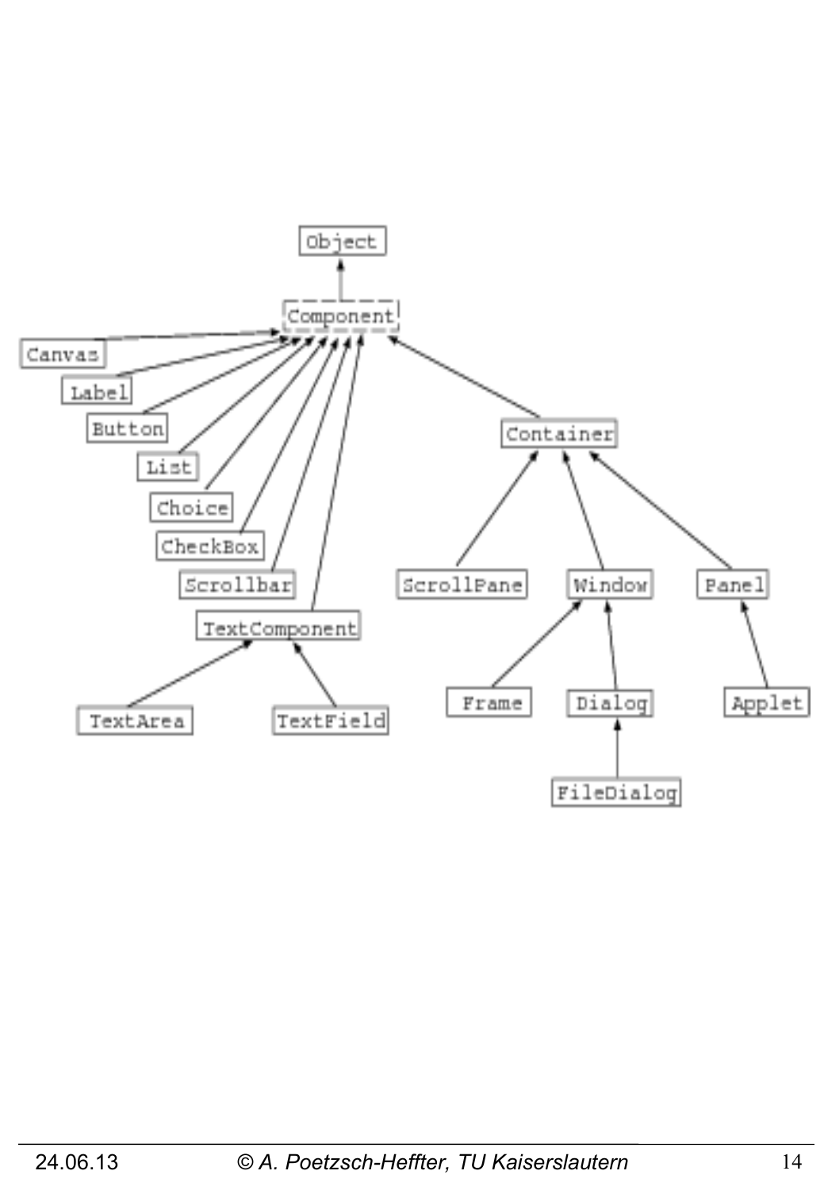- Object
  - Component
    - Canvas
    - Label
    - Button
    - List
    - Choice
    - CheckBox
    - Scrollbar
    - TextComponent
      - TextArea
      - TextField
    - Container
      - ScrollPane
      - Window
        - Frame
        - Dialog
          - FileDialog
      - Panel
        - Applet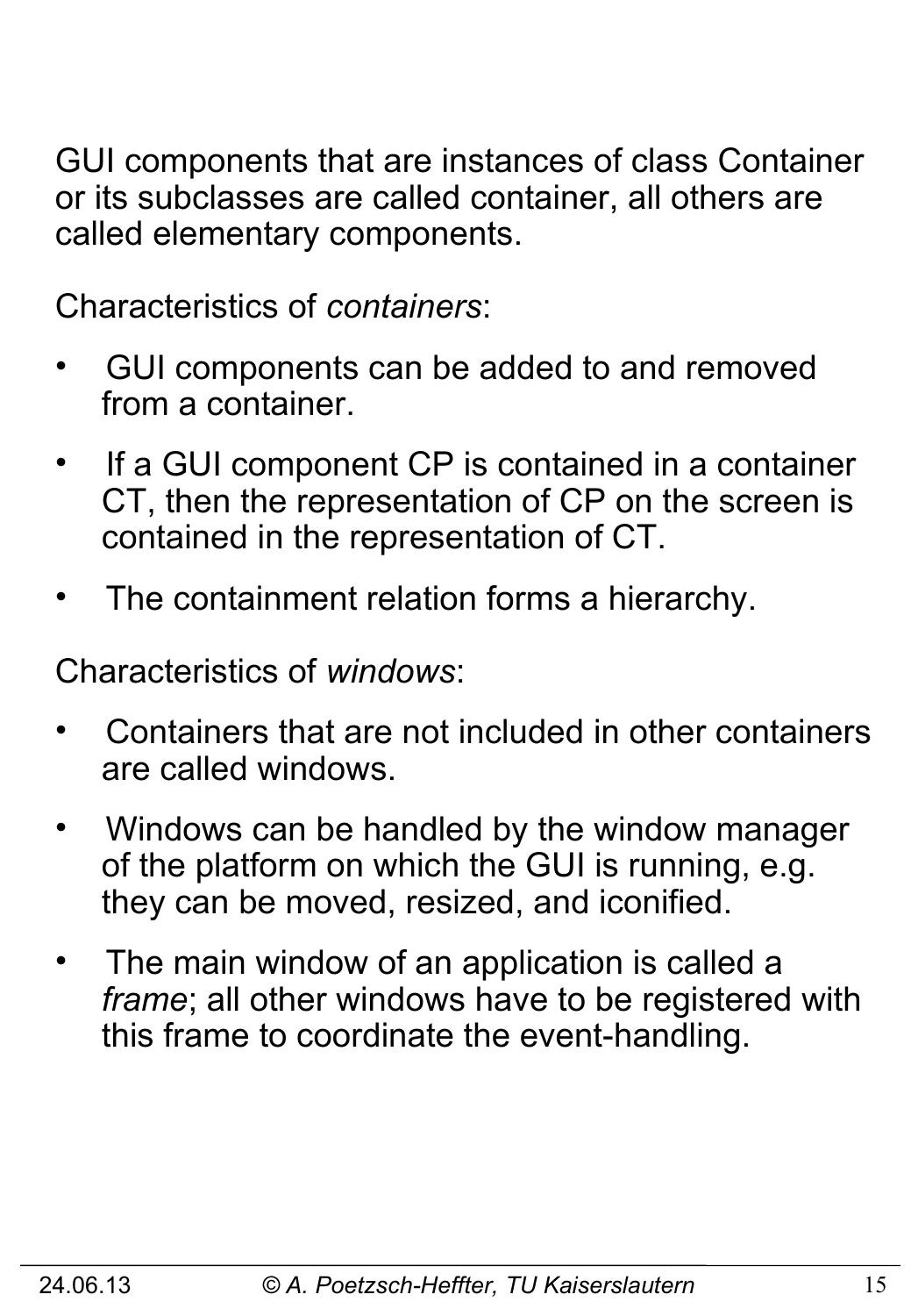GUI components that are instances of class Container or its subclasses are called container, all others are called elementary components.

Characteristics of *containers*:

- GUI components can be added to and removed from a container.
- If a GUI component CP is contained in a container CT, then the representation of CP on the screen is contained in the representation of CT.
- The containment relation forms a hierarchy.

Characteristics of *windows*:

- Containers that are not included in other containers are called windows.
- Windows can be handled by the window manager of the platform on which the GUI is running, e.g. they can be moved, resized, and iconified.
- The main window of an application is called a *frame*; all other windows have to be registered with this frame to coordinate the event-handling.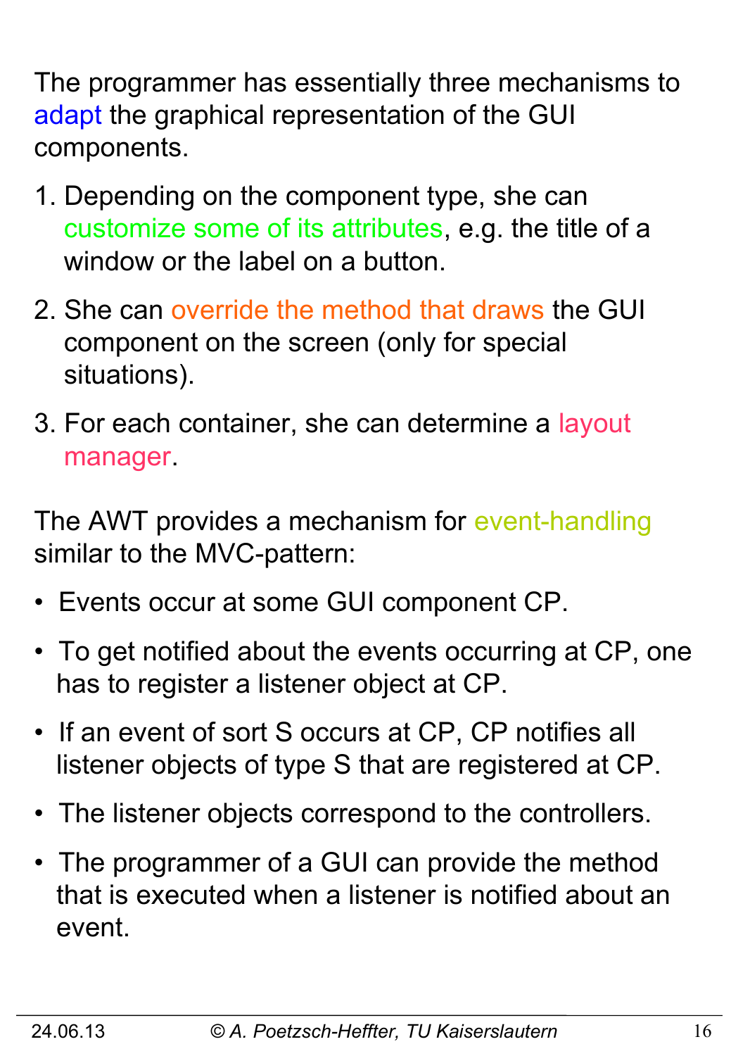The programmer has essentially three mechanisms to adapt the graphical representation of the GUI components.

1. Depending on the component type, she can customize some of its attributes, e.g. the title of a window or the label on a button.
2. She can override the method that draws the GUI component on the screen (only for special situations).
3. For each container, she can determine a layout manager.

The AWT provides a mechanism for event-handling similar to the MVC-pattern:

- Events occur at some GUI component CP.
- To get notified about the events occurring at CP, one has to register a listener object at CP.
- If an event of sort S occurs at CP, CP notifies all listener objects of type S that are registered at CP.
- The listener objects correspond to the controllers.
- The programmer of a GUI can provide the method that is executed when a listener is notified about an event.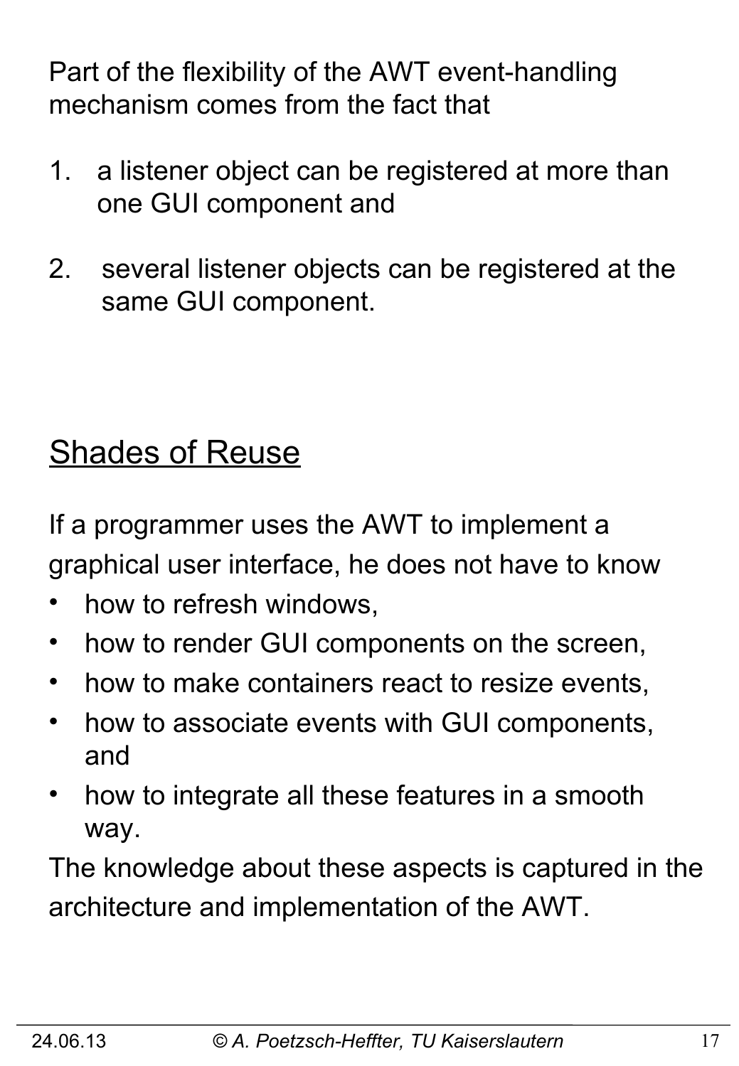Part of the flexibility of the AWT event-handling mechanism comes from the fact that

1. a listener object can be registered at more than one GUI component and

2. several listener objects can be registered at the same GUI component.

## Shades of Reuse

If a programmer uses the AWT to implement a graphical user interface, he does not have to know

- how to refresh windows,
- how to render GUI components on the screen,
- how to make containers react to resize events,
- how to associate events with GUI components, and
- how to integrate all these features in a smooth way.

The knowledge about these aspects is captured in the architecture and implementation of the AWT.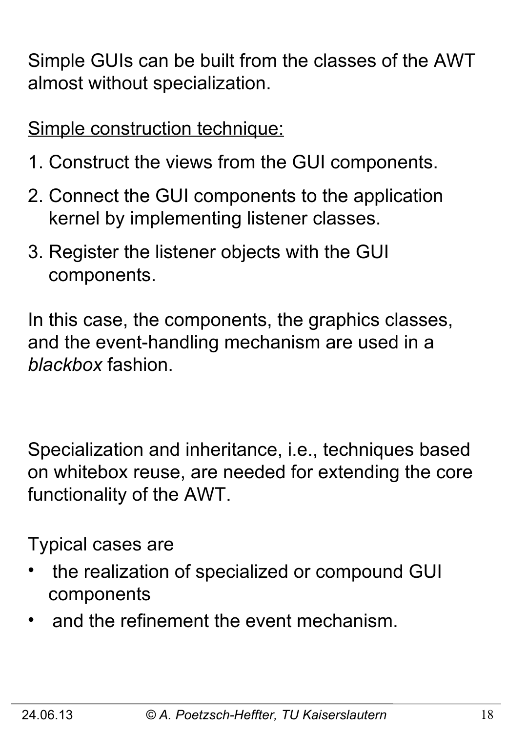Simple GUIs can be built from the classes of the AWT almost without specialization.

Simple construction technique:

1. Construct the views from the GUI components.
2. Connect the GUI components to the application kernel by implementing listener classes.
3. Register the listener objects with the GUI components.

In this case, the components, the graphics classes, and the event-handling mechanism are used in a *blackbox* fashion.

Specialization and inheritance, i.e., techniques based on whitebox reuse, are needed for extending the core functionality of the AWT.

Typical cases are

- the realization of specialized or compound GUI components
- and the refinement the event mechanism.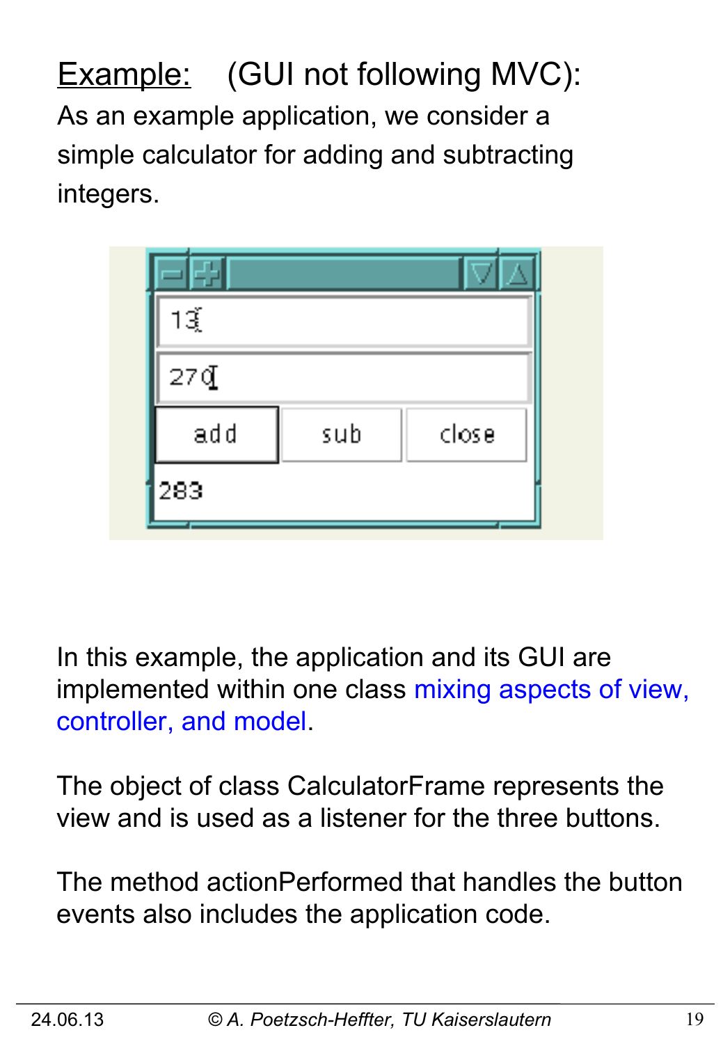Example: (GUI not following MVC):

As an example application, we consider a simple calculator for adding and subtracting integers.

In this example, the application and its GUI are implemented within one class mixing aspects of view, controller, and model.

The object of class CalculatorFrame represents the view and is used as a listener for the three buttons.

The method actionPerformed that handles the button events also includes the application code.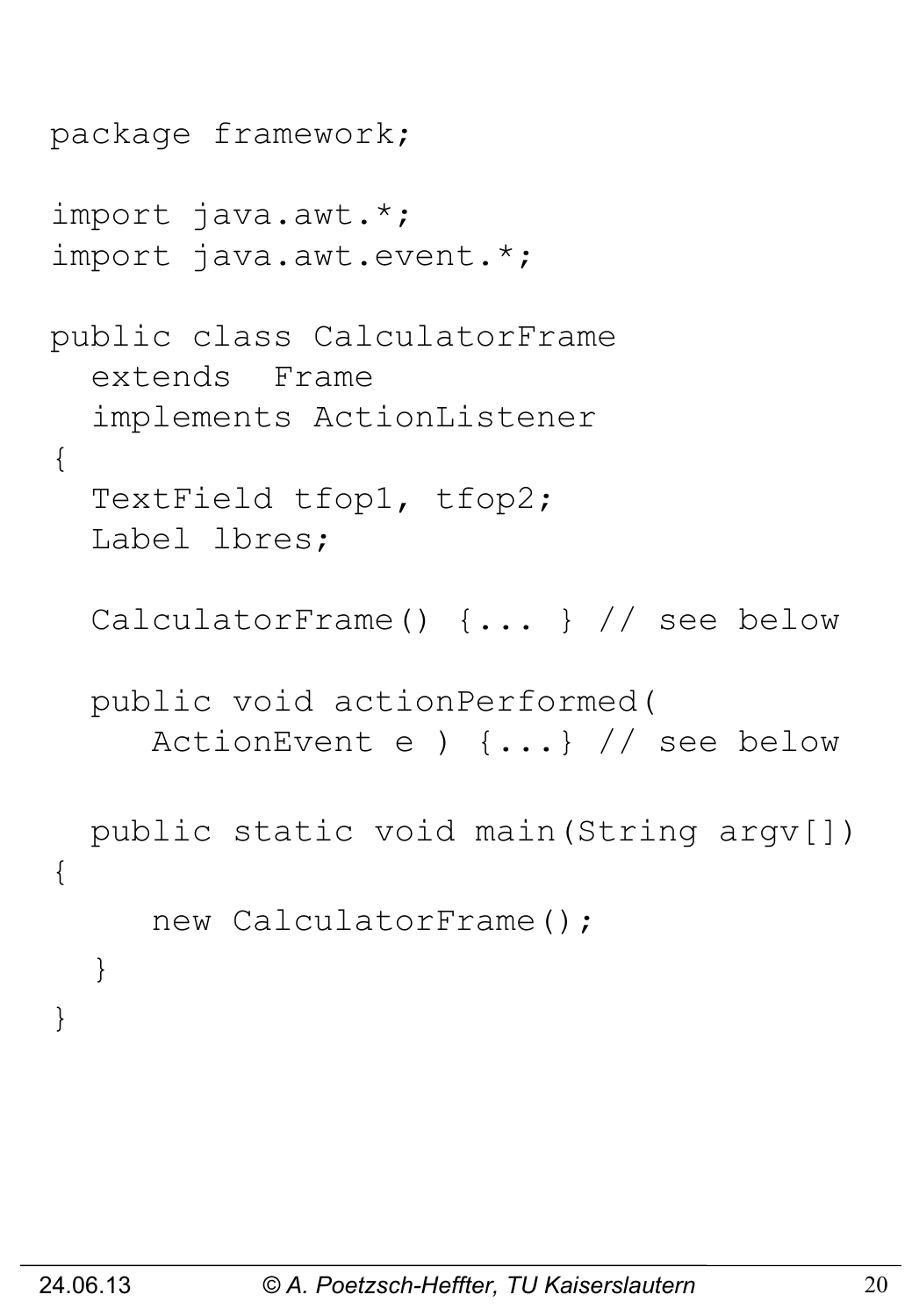```
package framework;

import java.awt.*;
import java.awt.event.*;

public class CalculatorFrame
  extends  Frame
  implements ActionListener
{
  TextField tfop1, tfop2;
  Label lbres;

  CalculatorFrame() {... } // see below

  public void actionPerformed(
     ActionEvent e ) {...} // see below

  public static void main(String argv[])
{
     new CalculatorFrame();
  }
}
```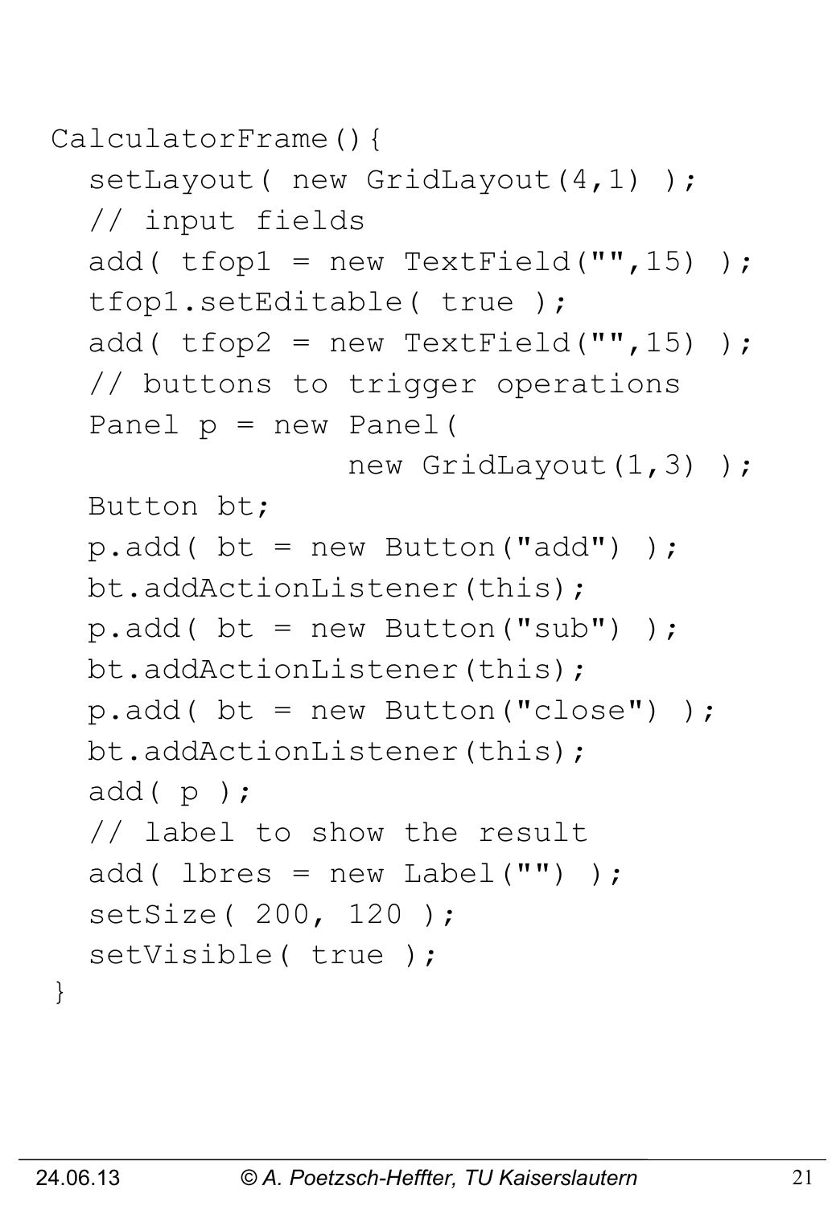```java
CalculatorFrame(){
  setLayout( new GridLayout(4,1) );
  // input fields
  add( tfop1 = new TextField("",15) );
  tfop1.setEditable( true );
  add( tfop2 = new TextField("",15) );
  // buttons to trigger operations
  Panel p = new Panel(
              new GridLayout(1,3) );
  Button bt;
  p.add( bt = new Button("add") );
  bt.addActionListener(this);
  p.add( bt = new Button("sub") );
  bt.addActionListener(this);
  p.add( bt = new Button("close") );
  bt.addActionListener(this);
  add( p );
  // label to show the result
  add( lbres = new Label("") );
  setSize( 200, 120 );
  setVisible( true );
}
```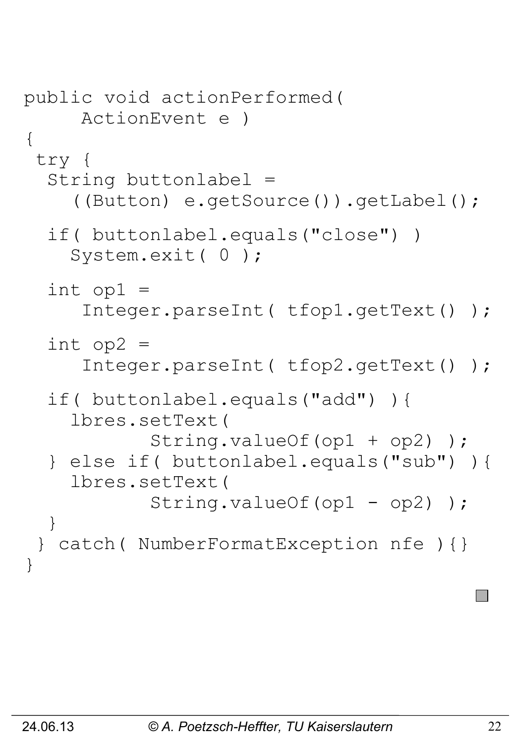```
public void actionPerformed(
     ActionEvent e )
{
 try {
  String buttonlabel =
    ((Button) e.getSource()).getLabel();

  if( buttonlabel.equals("close") )
    System.exit( 0 );

  int op1 =
     Integer.parseInt( tfop1.getText() );

  int op2 =
     Integer.parseInt( tfop2.getText() );

  if( buttonlabel.equals("add") ){
    lbres.setText(
           String.valueOf(op1 + op2) );
  } else if( buttonlabel.equals("sub") ){
    lbres.setText(
           String.valueOf(op1 - op2) );
  }
 } catch( NumberFormatException nfe ){}
}
```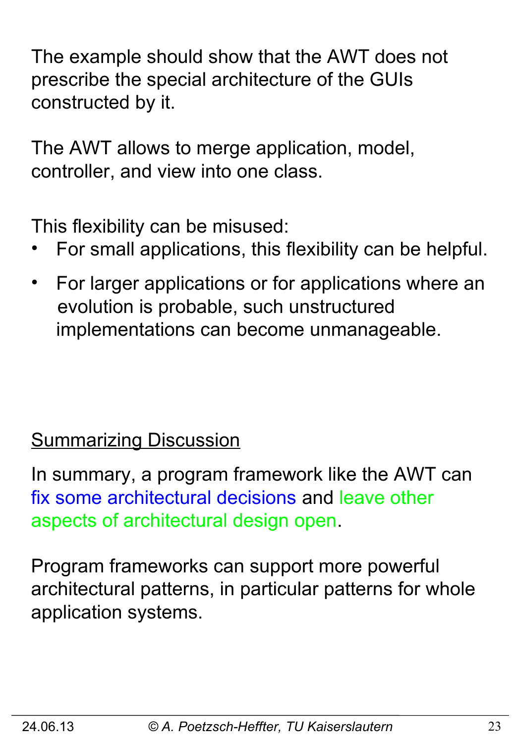The example should show that the AWT does not prescribe the special architecture of the GUIs constructed by it.

The AWT allows to merge application, model, controller, and view into one class.

This flexibility can be misused:

- For small applications, this flexibility can be helpful.
- For larger applications or for applications where an evolution is probable, such unstructured implementations can become unmanageable.

## Summarizing Discussion

In summary, a program framework like the AWT can fix some architectural decisions and leave other aspects of architectural design open.

Program frameworks can support more powerful architectural patterns, in particular patterns for whole application systems.